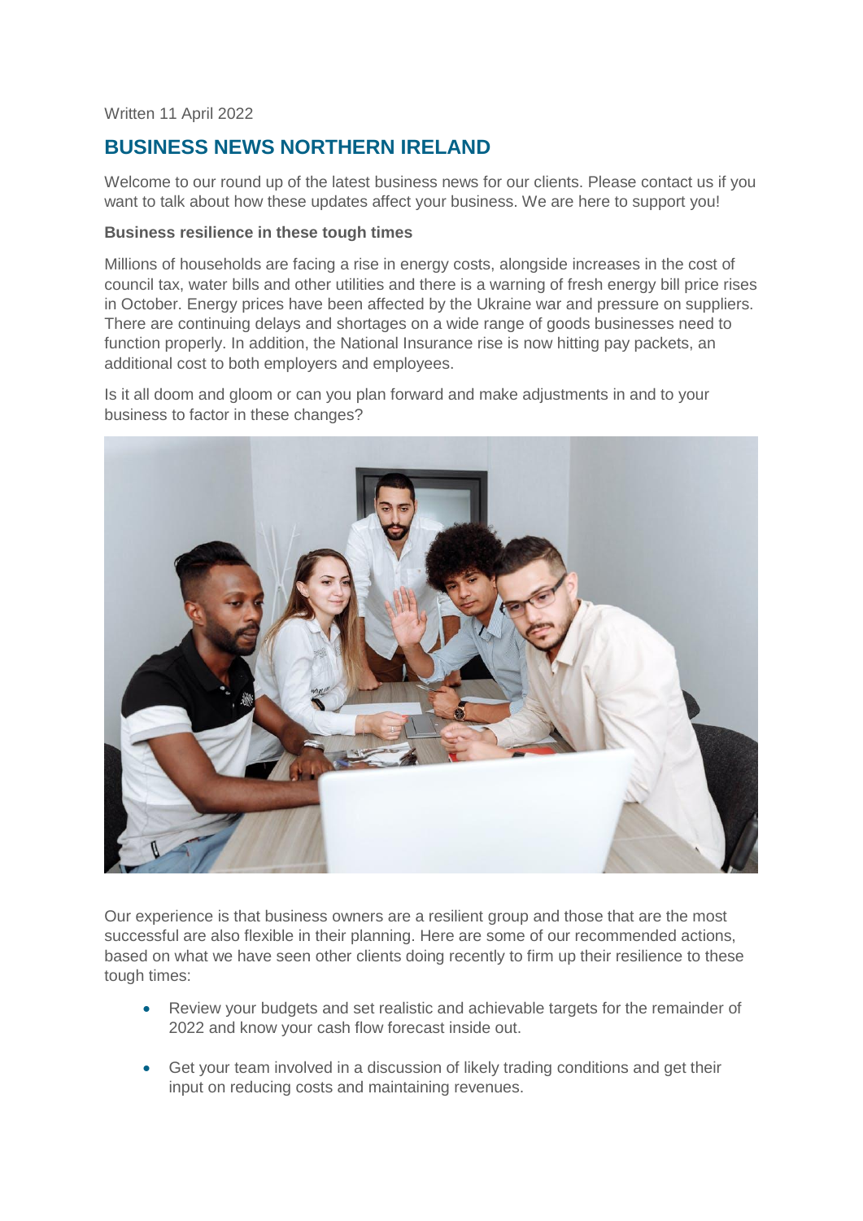Written 11 April 2022

## BUSINESS NEWS NORTHERN IRELAND

Welcome to our round up of the latest business news for our clients. Please contact us if you want to talk about how these updates affect your business. We are here to support you!

**Business resilience in these tough times**

Millions of households are facing a rise in energy costs, alongside increases in the cost of council tax, water bills and other utilities and there is a warning of fresh energy bill price rises in October. Energy prices have been affected by the Ukraine war and pressure on suppliers. There are continuing delays and shortages on a wide range of goods businesses need to function properly. In addition, the National Insurance rise is now hitting pay packets, an additional cost to both employers and employees.

Is it all doom and gloom or can you plan forward and make adjustments in and to your business to factor in these changes?

Our experience is that business owners are a resilient group and those that are the most successful are also flexible in their planning. Here are some of our recommended actions, based on what we have seen other clients doing recently to firm up their resilience to these tough times:

- Review your budgets and set realistic and achievable targets for the remainder of 2022 and know your cash flow forecast inside out.
- Get your team involved in a discussion of likely trading conditions and get their input on reducing costs and maintaining revenues.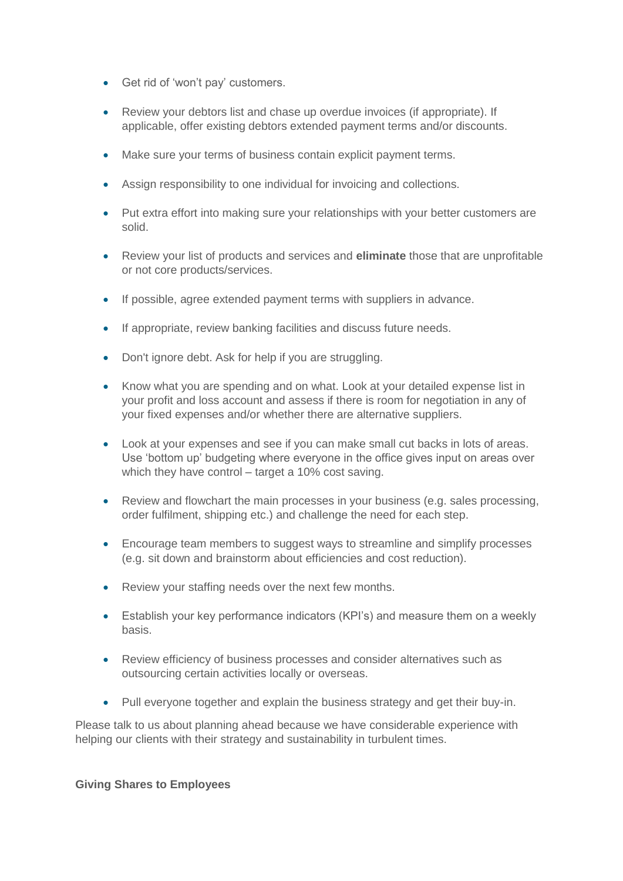- Get rid of 'won't pay' customers.
- Review your debtors list and chase up overdue invoices (if appropriate). If applicable, offer existing debtors extended payment terms and/or discounts.
- Make sure your terms of business contain explicit payment terms.
- Assign responsibility to one individual for invoicing and collections.
- Put extra effort into making sure your relationships with your better customers are solid.
- Review your list of products and services and **eliminate** those that are unprofitable or not core products/services.
- If possible, agree extended payment terms with suppliers in advance.
- If appropriate, review banking facilities and discuss future needs.
- Don't ignore debt. Ask for help if you are struggling.
- Know what you are spending and on what. Look at your detailed expense list in your profit and loss account and assess if there is room for negotiation in any of your fixed expenses and/or whether there are alternative suppliers.
- Look at your expenses and see if you can make small cut backs in lots of areas. Use 'bottom up' budgeting where everyone in the office gives input on areas over which they have control – target a 10% cost saving.
- Review and flowchart the main processes in your business (e.g. sales processing, order fulfilment, shipping etc.) and challenge the need for each step.
- Encourage team members to suggest ways to streamline and simplify processes (e.g. sit down and brainstorm about efficiencies and cost reduction).
- Review your staffing needs over the next few months.
- Establish your key performance indicators (KPI's) and measure them on a weekly basis.
- Review efficiency of business processes and consider alternatives such as outsourcing certain activities locally or overseas.
- Pull everyone together and explain the business strategy and get their buy-in.

Please talk to us about planning ahead because we have considerable experience with helping our clients with their strategy and sustainability in turbulent times.

**Giving Shares to Employees**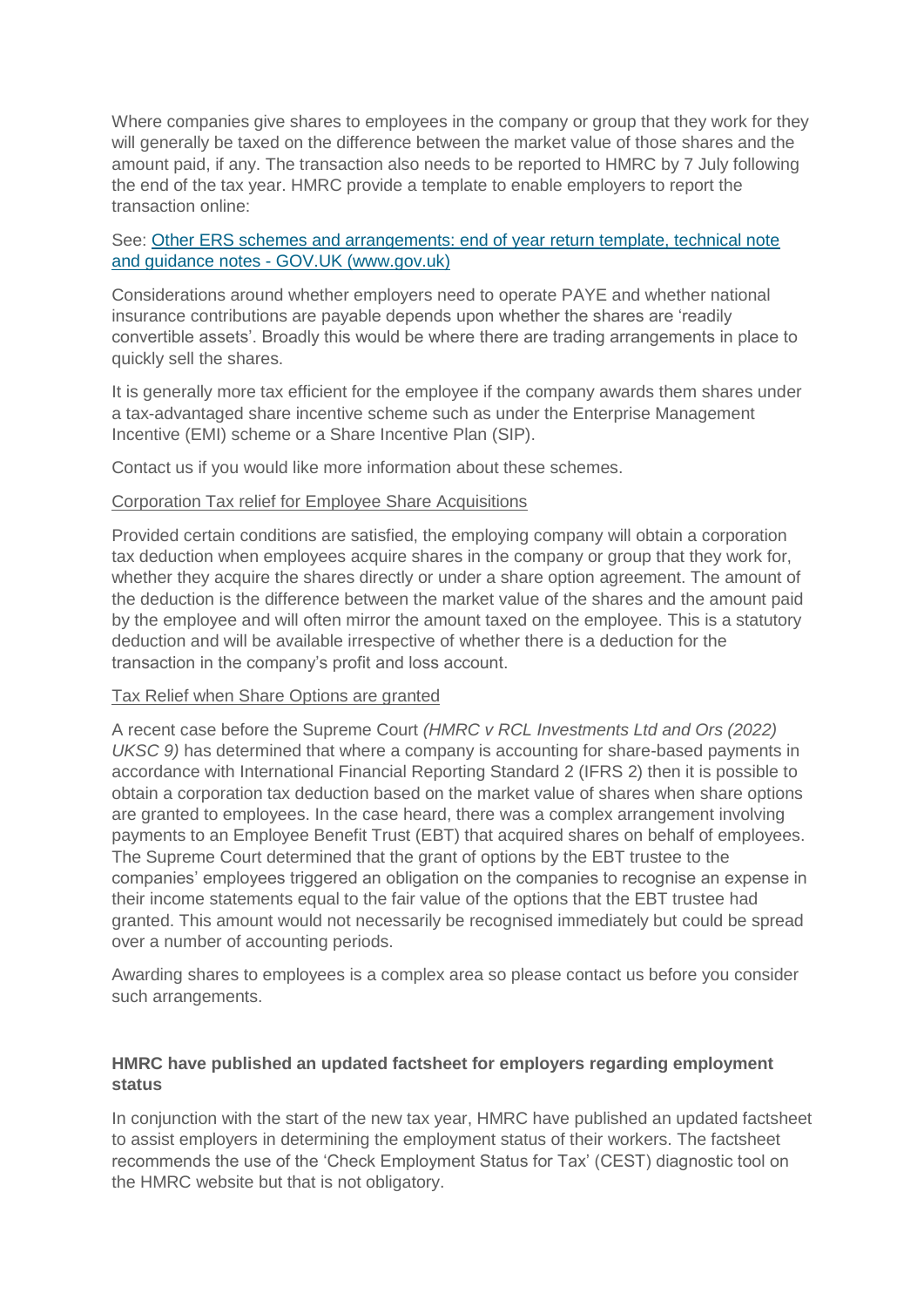Where companies give shares to employees in the company or group that they work for they will generally be taxed on the difference between the market value of those shares and the amount paid, if any. The transaction also needs to be reported to HMRC by 7 July following the end of the tax year. HMRC provide a template to enable employers to report the transaction online:

See: [Other ERS schemes and arrangements: end of year return template, technical note and guidance notes - GOV.UK (www.gov.uk)]()

Considerations around whether employers need to operate PAYE and whether national insurance contributions are payable depends upon whether the shares are 'readily convertible assets'. Broadly this would be where there are trading arrangements in place to quickly sell the shares.

It is generally more tax efficient for the employee if the company awards them shares under a tax-advantaged share incentive scheme such as under the Enterprise Management Incentive (EMI) scheme or a Share Incentive Plan (SIP).

Contact us if you would like more information about these schemes.

<u>Corporation Tax relief for Employee Share Acquisitions</u>

Provided certain conditions are satisfied, the employing company will obtain a corporation tax deduction when employees acquire shares in the company or group that they work for, whether they acquire the shares directly or under a share option agreement. The amount of the deduction is the difference between the market value of the shares and the amount paid by the employee and will often mirror the amount taxed on the employee. This is a statutory deduction and will be available irrespective of whether there is a deduction for the transaction in the company's profit and loss account.

<u>Tax Relief when Share Options are granted</u>

A recent case before the Supreme Court *(HMRC v RCL Investments Ltd and Ors (2022) UKSC 9)* has determined that where a company is accounting for share-based payments in accordance with International Financial Reporting Standard 2 (IFRS 2) then it is possible to obtain a corporation tax deduction based on the market value of shares when share options are granted to employees. In the case heard, there was a complex arrangement involving payments to an Employee Benefit Trust (EBT) that acquired shares on behalf of employees. The Supreme Court determined that the grant of options by the EBT trustee to the companies' employees triggered an obligation on the companies to recognise an expense in their income statements equal to the fair value of the options that the EBT trustee had granted. This amount would not necessarily be recognised immediately but could be spread over a number of accounting periods.

Awarding shares to employees is a complex area so please contact us before you consider such arrangements.

**HMRC have published an updated factsheet for employers regarding employment status**

In conjunction with the start of the new tax year, HMRC have published an updated factsheet to assist employers in determining the employment status of their workers. The factsheet recommends the use of the 'Check Employment Status for Tax' (CEST) diagnostic tool on the HMRC website but that is not obligatory.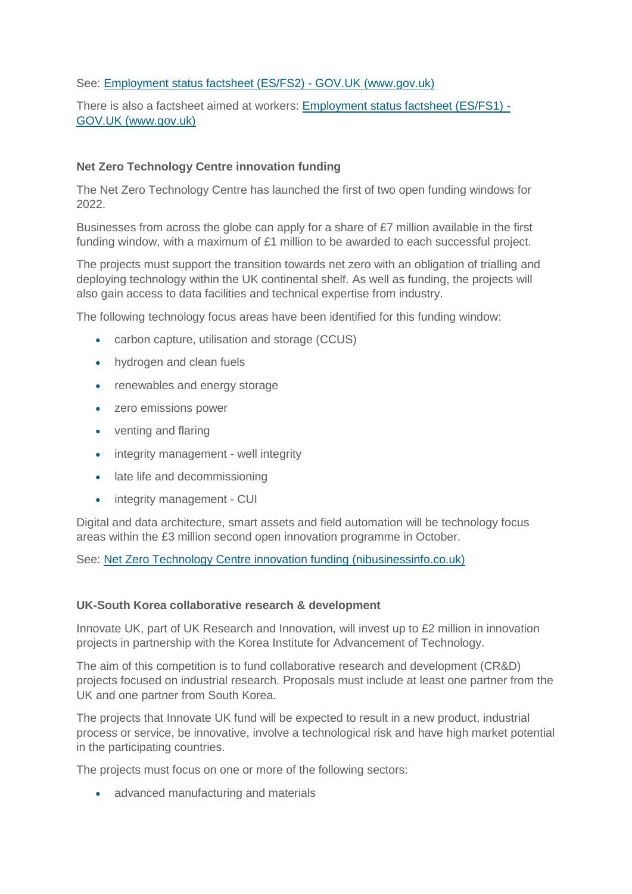See: [Employment status factsheet (ES/FS2) - GOV.UK (www.gov.uk)]()

There is also a factsheet aimed at workers: [Employment status factsheet (ES/FS1) - GOV.UK (www.gov.uk)]()

**Net Zero Technology Centre innovation funding**

The Net Zero Technology Centre has launched the first of two open funding windows for 2022.

Businesses from across the globe can apply for a share of £7 million available in the first funding window, with a maximum of £1 million to be awarded to each successful project.

The projects must support the transition towards net zero with an obligation of trialling and deploying technology within the UK continental shelf. As well as funding, the projects will also gain access to data facilities and technical expertise from industry.

The following technology focus areas have been identified for this funding window:

- carbon capture, utilisation and storage (CCUS)
- hydrogen and clean fuels
- renewables and energy storage
- zero emissions power
- venting and flaring
- integrity management - well integrity
- late life and decommissioning
- integrity management - CUI

Digital and data architecture, smart assets and field automation will be technology focus areas within the £3 million second open innovation programme in October.

See: [Net Zero Technology Centre innovation funding (nibusinessinfo.co.uk)]()

**UK-South Korea collaborative research & development**

Innovate UK, part of UK Research and Innovation, will invest up to £2 million in innovation projects in partnership with the Korea Institute for Advancement of Technology.

The aim of this competition is to fund collaborative research and development (CR&D) projects focused on industrial research. Proposals must include at least one partner from the UK and one partner from South Korea.

The projects that Innovate UK fund will be expected to result in a new product, industrial process or service, be innovative, involve a technological risk and have high market potential in the participating countries.

The projects must focus on one or more of the following sectors:

- advanced manufacturing and materials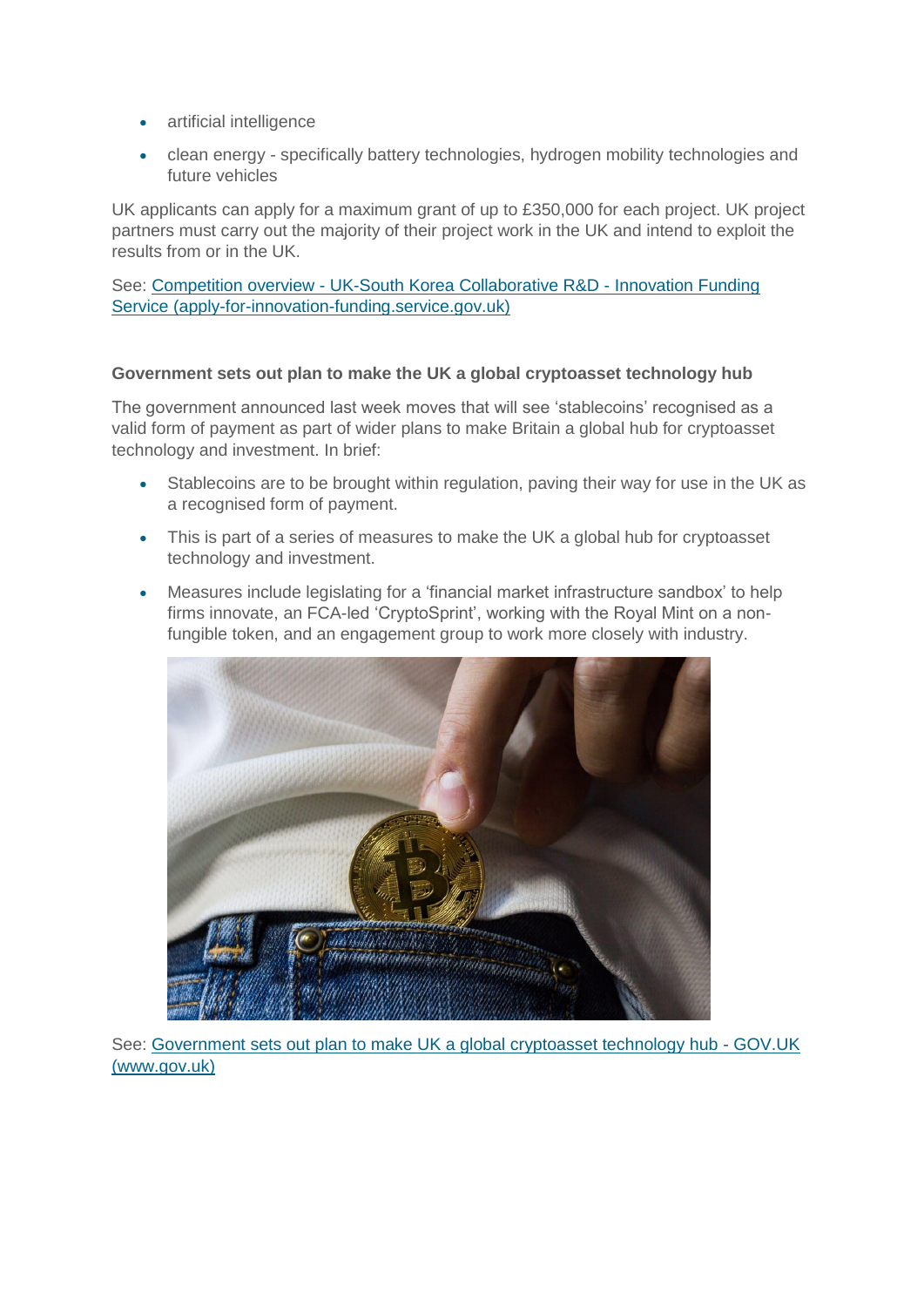- artificial intelligence
- clean energy - specifically battery technologies, hydrogen mobility technologies and future vehicles

UK applicants can apply for a maximum grant of up to £350,000 for each project. UK project partners must carry out the majority of their project work in the UK and intend to exploit the results from or in the UK.

See: [Competition overview - UK-South Korea Collaborative R&D - Innovation Funding Service (apply-for-innovation-funding.service.gov.uk)](apply-for-innovation-funding.service.gov.uk)

**Government sets out plan to make the UK a global cryptoasset technology hub**

The government announced last week moves that will see 'stablecoins' recognised as a valid form of payment as part of wider plans to make Britain a global hub for cryptoasset technology and investment. In brief:

- Stablecoins are to be brought within regulation, paving their way for use in the UK as a recognised form of payment.
- This is part of a series of measures to make the UK a global hub for cryptoasset technology and investment.
- Measures include legislating for a 'financial market infrastructure sandbox' to help firms innovate, an FCA-led 'CryptoSprint', working with the Royal Mint on a non-fungible token, and an engagement group to work more closely with industry.

See: [Government sets out plan to make UK a global cryptoasset technology hub - GOV.UK (www.gov.uk)](www.gov.uk)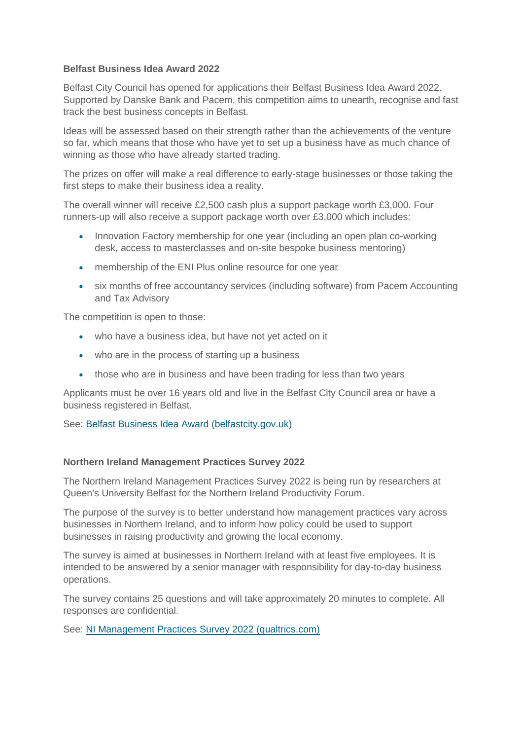**Belfast Business Idea Award 2022**

Belfast City Council has opened for applications their Belfast Business Idea Award 2022. Supported by Danske Bank and Pacem, this competition aims to unearth, recognise and fast track the best business concepts in Belfast.

Ideas will be assessed based on their strength rather than the achievements of the venture so far, which means that those who have yet to set up a business have as much chance of winning as those who have already started trading.

The prizes on offer will make a real difference to early-stage businesses or those taking the first steps to make their business idea a reality.

The overall winner will receive £2,500 cash plus a support package worth £3,000. Four runners-up will also receive a support package worth over £3,000 which includes:

- Innovation Factory membership for one year (including an open plan co-working desk, access to masterclasses and on-site bespoke business mentoring)
- membership of the ENI Plus online resource for one year
- six months of free accountancy services (including software) from Pacem Accounting and Tax Advisory

The competition is open to those:

- who have a business idea, but have not yet acted on it
- who are in the process of starting up a business
- those who are in business and have been trading for less than two years

Applicants must be over 16 years old and live in the Belfast City Council area or have a business registered in Belfast.

See: [Belfast Business Idea Award (belfastcity.gov.uk)]()

**Northern Ireland Management Practices Survey 2022**

The Northern Ireland Management Practices Survey 2022 is being run by researchers at Queen's University Belfast for the Northern Ireland Productivity Forum.

The purpose of the survey is to better understand how management practices vary across businesses in Northern Ireland, and to inform how policy could be used to support businesses in raising productivity and growing the local economy.

The survey is aimed at businesses in Northern Ireland with at least five employees. It is intended to be answered by a senior manager with responsibility for day-to-day business operations.

The survey contains 25 questions and will take approximately 20 minutes to complete. All responses are confidential.

See: [NI Management Practices Survey 2022 (qualtrics.com)]()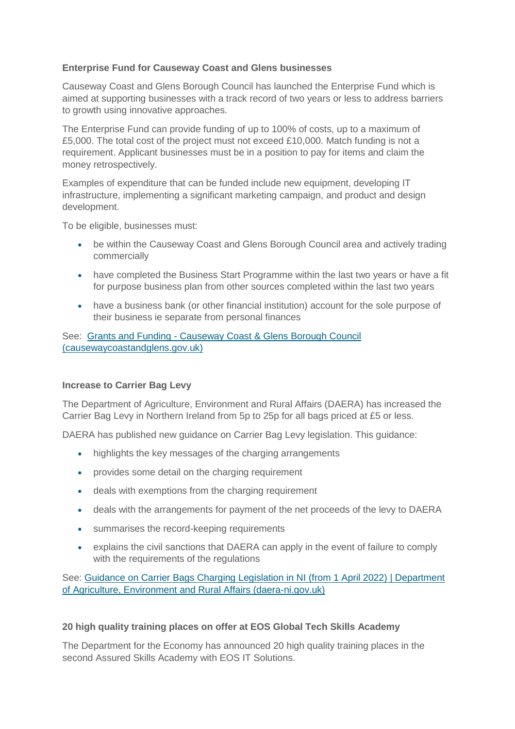**Enterprise Fund for Causeway Coast and Glens businesses**

Causeway Coast and Glens Borough Council has launched the Enterprise Fund which is aimed at supporting businesses with a track record of two years or less to address barriers to growth using innovative approaches.

The Enterprise Fund can provide funding of up to 100% of costs, up to a maximum of £5,000. The total cost of the project must not exceed £10,000. Match funding is not a requirement. Applicant businesses must be in a position to pay for items and claim the money retrospectively.

Examples of expenditure that can be funded include new equipment, developing IT infrastructure, implementing a significant marketing campaign, and product and design development.

To be eligible, businesses must:

- be within the Causeway Coast and Glens Borough Council area and actively trading commercially
- have completed the Business Start Programme within the last two years or have a fit for purpose business plan from other sources completed within the last two years
- have a business bank (or other financial institution) account for the sole purpose of their business ie separate from personal finances

See: [Grants and Funding - Causeway Coast & Glens Borough Council (causewaycoastandglens.gov.uk)]()

**Increase to Carrier Bag Levy**

The Department of Agriculture, Environment and Rural Affairs (DAERA) has increased the Carrier Bag Levy in Northern Ireland from 5p to 25p for all bags priced at £5 or less.

DAERA has published new guidance on Carrier Bag Levy legislation. This guidance:

- highlights the key messages of the charging arrangements
- provides some detail on the charging requirement
- deals with exemptions from the charging requirement
- deals with the arrangements for payment of the net proceeds of the levy to DAERA
- summarises the record-keeping requirements
- explains the civil sanctions that DAERA can apply in the event of failure to comply with the requirements of the regulations

See: [Guidance on Carrier Bags Charging Legislation in NI (from 1 April 2022) | Department of Agriculture, Environment and Rural Affairs (daera-ni.gov.uk)]()

**20 high quality training places on offer at EOS Global Tech Skills Academy**

The Department for the Economy has announced 20 high quality training places in the second Assured Skills Academy with EOS IT Solutions.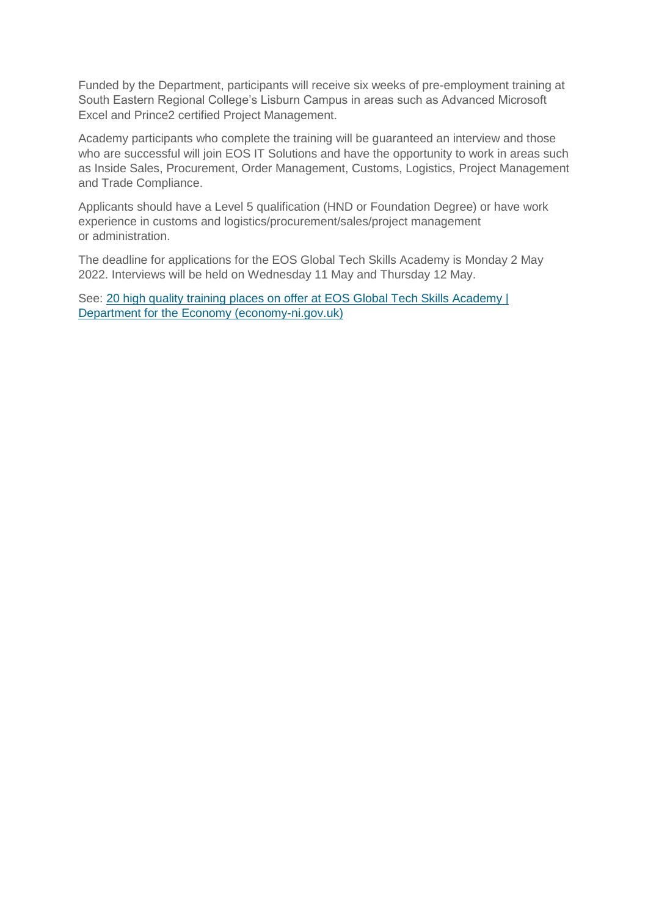Funded by the Department, participants will receive six weeks of pre-employment training at South Eastern Regional College's Lisburn Campus in areas such as Advanced Microsoft Excel and Prince2 certified Project Management.

Academy participants who complete the training will be guaranteed an interview and those who are successful will join EOS IT Solutions and have the opportunity to work in areas such as Inside Sales, Procurement, Order Management, Customs, Logistics, Project Management and Trade Compliance.

Applicants should have a Level 5 qualification (HND or Foundation Degree) or have work experience in customs and logistics/procurement/sales/project management or administration.

The deadline for applications for the EOS Global Tech Skills Academy is Monday 2 May 2022. Interviews will be held on Wednesday 11 May and Thursday 12 May.

See: [20 high quality training places on offer at EOS Global Tech Skills Academy | Department for the Economy (economy-ni.gov.uk)]()